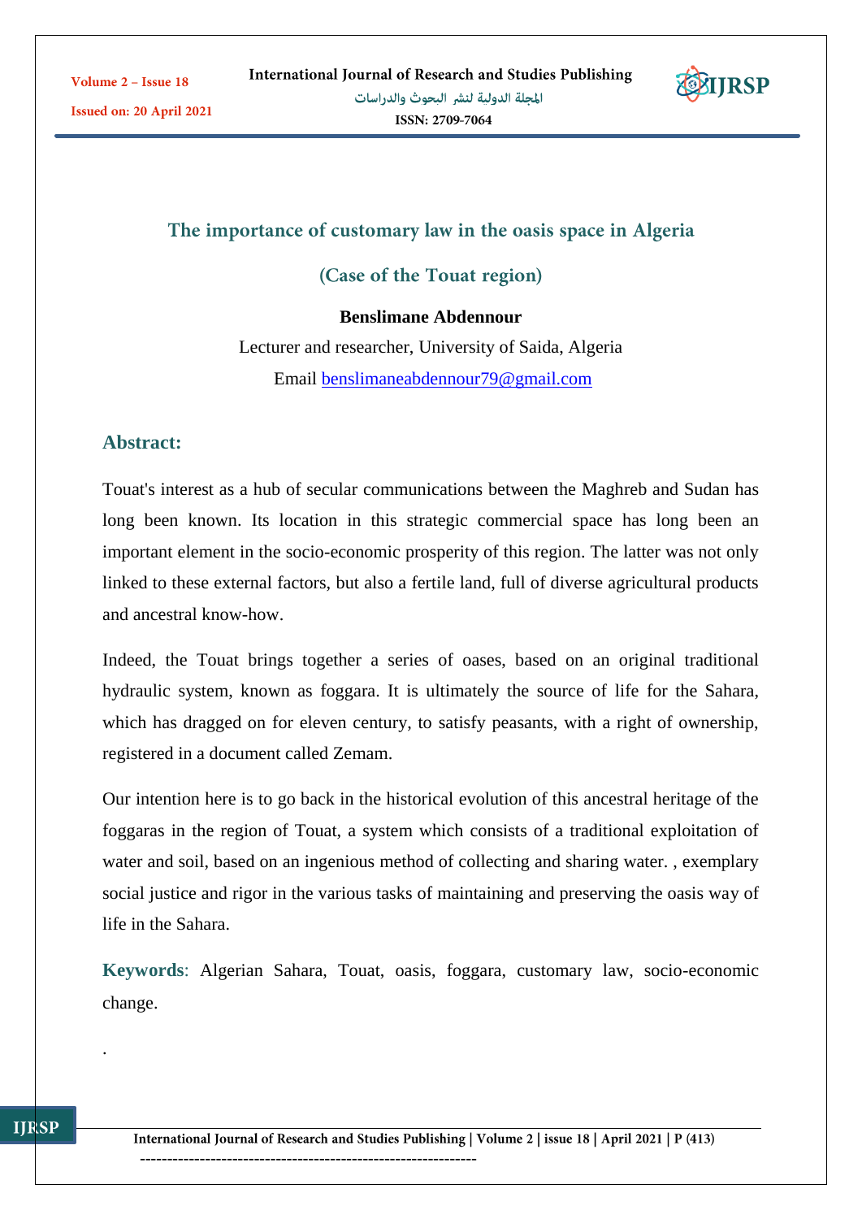# The importance of customary law in the oasis space in Algeria

## (Case of the Touat region)

**Benslimane Abdennour**

Lecturer and researcher, University of Saida, Algeria

Email benslimaneabdennour79@gmail.com

## Abstract:

Touat's interest as a hub of secular communications between the Maghreb and Sudan has long been known. Its location in this strategic commercial space has long been an important element in the socio-economic prosperity of this region. The latter was not only linked to these external factors, but also a fertile land, full of diverse agricultural products and ancestral know-how.

Indeed, the Touat brings together a series of oases, based on an original traditional hydraulic system, known as foggara. It is ultimately the source of life for the Sahara, which has dragged on for eleven century, to satisfy peasants, with a right of ownership, registered in a document called Zemam.

Our intention here is to go back in the historical evolution of this ancestral heritage of the foggaras in the region of Touat, a system which consists of a traditional exploitation of water and soil, based on an ingenious method of collecting and sharing water. , exemplary social justice and rigor in the various tasks of maintaining and preserving the oasis way of life in the Sahara.

**Keywords**: Algerian Sahara, Touat, oasis, foggara, customary law, socio-economic change.

.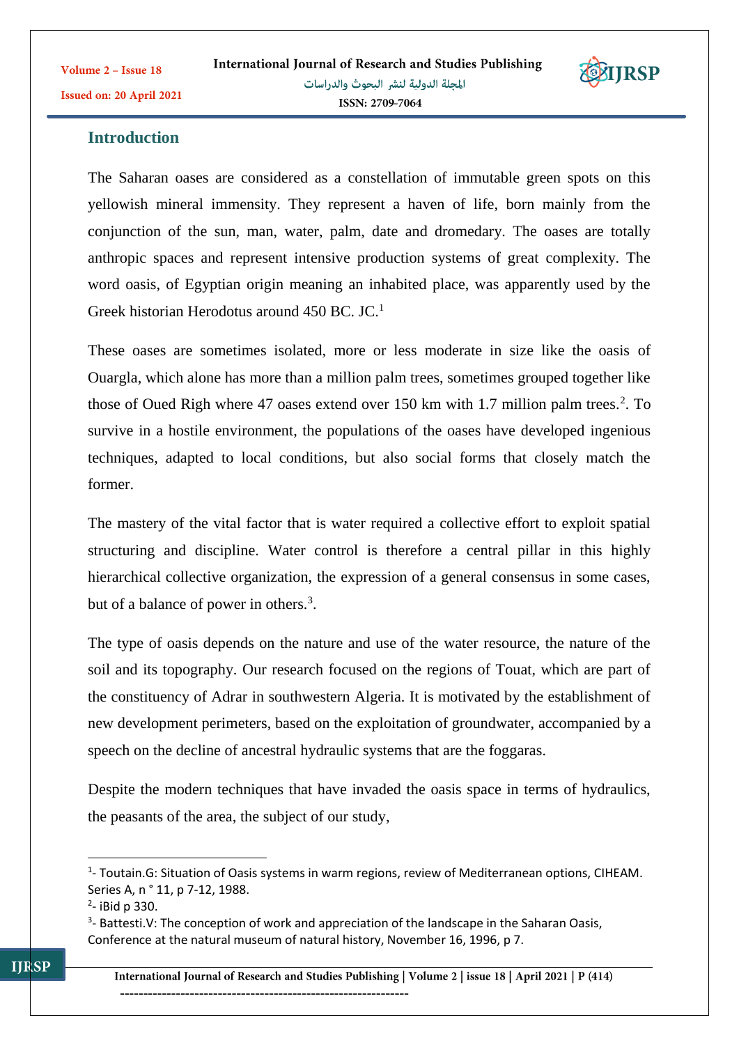## Introduction

The Saharan oases are considered as a constellation of immutable green spots on this yellowish mineral immensity. They represent a haven of life, born mainly from the conjunction of the sun, man, water, palm, date and dromedary. The oases are totally anthropic spaces and represent intensive production systems of great complexity. The word oasis, of Egyptian origin meaning an inhabited place, was apparently used by the Greek historian Herodotus around 450 BC. JC.[1]

These oases are sometimes isolated, more or less moderate in size like the oasis of Ouargla, which alone has more than a million palm trees, sometimes grouped together like those of Oued Righ where 47 oases extend over 150 km with 1.7 million palm trees.[2]. To survive in a hostile environment, the populations of the oases have developed ingenious techniques, adapted to local conditions, but also social forms that closely match the former.

The mastery of the vital factor that is water required a collective effort to exploit spatial structuring and discipline. Water control is therefore a central pillar in this highly hierarchical collective organization, the expression of a general consensus in some cases, but of a balance of power in others.[3].

The type of oasis depends on the nature and use of the water resource, the nature of the soil and its topography. Our research focused on the regions of Touat, which are part of the constituency of Adrar in southwestern Algeria. It is motivated by the establishment of new development perimeters, based on the exploitation of groundwater, accompanied by a speech on the decline of ancestral hydraulic systems that are the foggaras.

Despite the modern techniques that have invaded the oasis space in terms of hydraulics, the peasants of the area, the subject of our study,

---

[1]- Toutain.G: Situation of Oasis systems in warm regions, review of Mediterranean options, CIHEAM. Series A, n ° 11, p 7-12, 1988.

[2]- iBid p 330.

[3]- Battesti.V: The conception of work and appreciation of the landscape in the Saharan Oasis, Conference at the natural museum of natural history, November 16, 1996, p 7.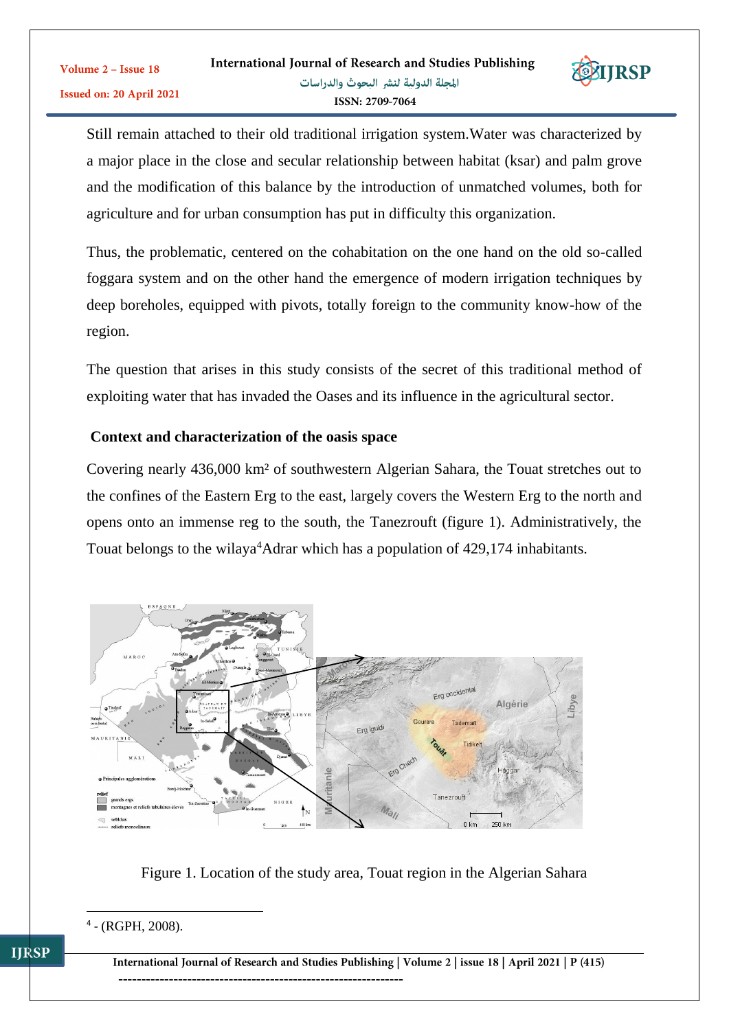Still remain attached to their old traditional irrigation system.Water was characterized by a major place in the close and secular relationship between habitat (ksar) and palm grove and the modification of this balance by the introduction of unmatched volumes, both for agriculture and for urban consumption has put in difficulty this organization.

Thus, the problematic, centered on the cohabitation on the one hand on the old so-called foggara system and on the other hand the emergence of modern irrigation techniques by deep boreholes, equipped with pivots, totally foreign to the community know-how of the region.

The question that arises in this study consists of the secret of this traditional method of exploiting water that has invaded the Oases and its influence in the agricultural sector.

## Context and characterization of the oasis space

Covering nearly 436,000 km² of southwestern Algerian Sahara, the Touat stretches out to the confines of the Eastern Erg to the east, largely covers the Western Erg to the north and opens onto an immense reg to the south, the Tanezrouft (figure 1). Administratively, the Touat belongs to the wilaya[4]Adrar which has a population of 429,174 inhabitants.

Figure 1. Location of the study area, Touat region in the Algerian Sahara

[4] - (RGPH, 2008).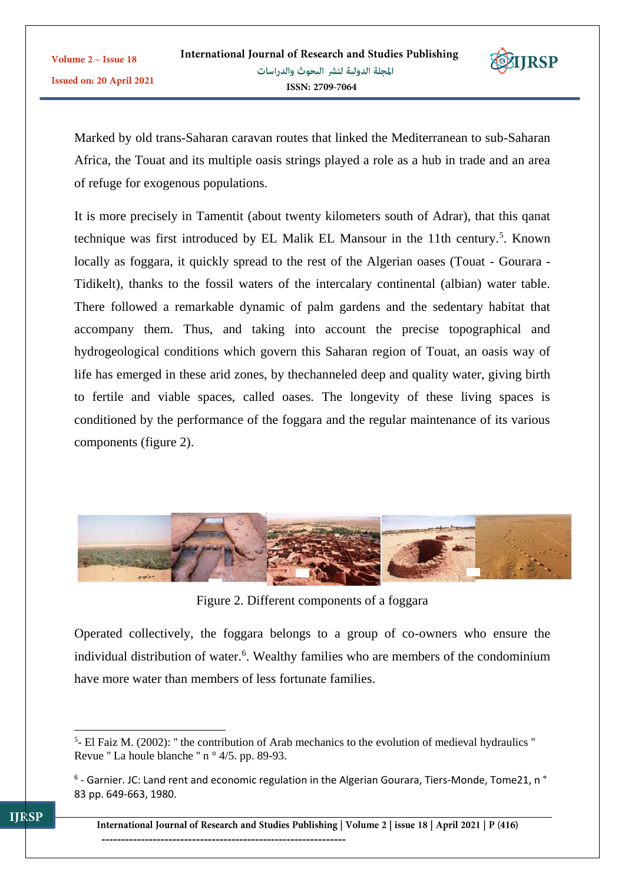Marked by old trans-Saharan caravan routes that linked the Mediterranean to sub-Saharan Africa, the Touat and its multiple oasis strings played a role as a hub in trade and an area of refuge for exogenous populations.

It is more precisely in Tamentit (about twenty kilometers south of Adrar), that this qanat technique was first introduced by EL Malik EL Mansour in the 11th century.[5]. Known locally as foggara, it quickly spread to the rest of the Algerian oases (Touat - Gourara - Tidikelt), thanks to the fossil waters of the intercalary continental (albian) water table. There followed a remarkable dynamic of palm gardens and the sedentary habitat that accompany them. Thus, and taking into account the precise topographical and hydrogeological conditions which govern this Saharan region of Touat, an oasis way of life has emerged in these arid zones, by thechanneled deep and quality water, giving birth to fertile and viable spaces, called oases. The longevity of these living spaces is conditioned by the performance of the foggara and the regular maintenance of its various components (figure 2).

Figure 2. Different components of a foggara

Operated collectively, the foggara belongs to a group of co-owners who ensure the individual distribution of water.[6]. Wealthy families who are members of the condominium have more water than members of less fortunate families.

---

[5]- El Faiz M. (2002): " the contribution of Arab mechanics to the evolution of medieval hydraulics " Revue " La houle blanche " n ° 4/5. pp. 89-93.

[6] - Garnier. JC: Land rent and economic regulation in the Algerian Gourara, Tiers-Monde, Tome21, n ° 83 pp. 649-663, 1980.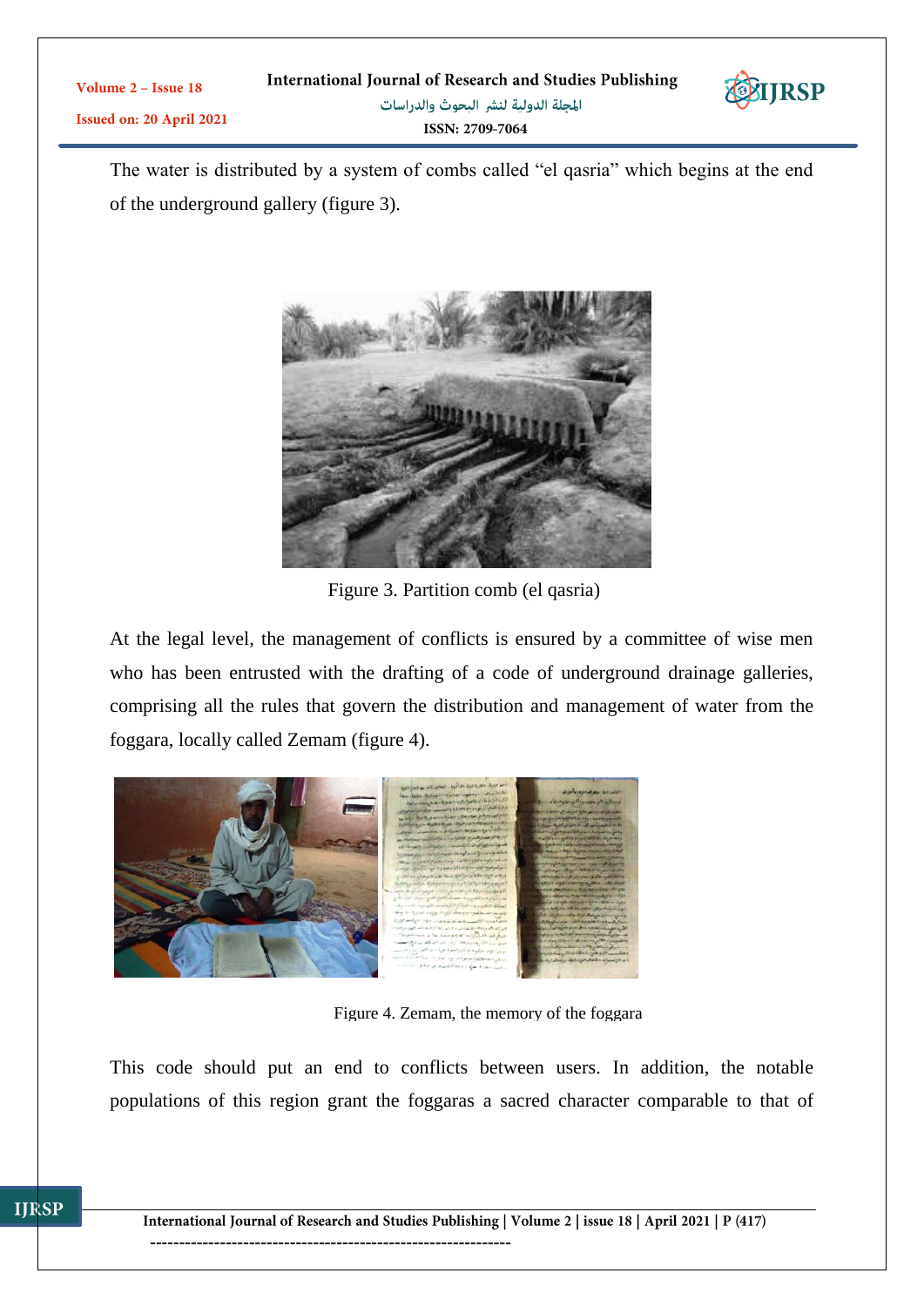The water is distributed by a system of combs called “el qasria” which begins at the end of the underground gallery (figure 3).

Figure 3. Partition comb (el qasria)

At the legal level, the management of conflicts is ensured by a committee of wise men who has been entrusted with the drafting of a code of underground drainage galleries, comprising all the rules that govern the distribution and management of water from the foggara, locally called Zemam (figure 4).

Figure 4. Zemam, the memory of the foggara

This code should put an end to conflicts between users. In addition, the notable populations of this region grant the foggaras a sacred character comparable to that of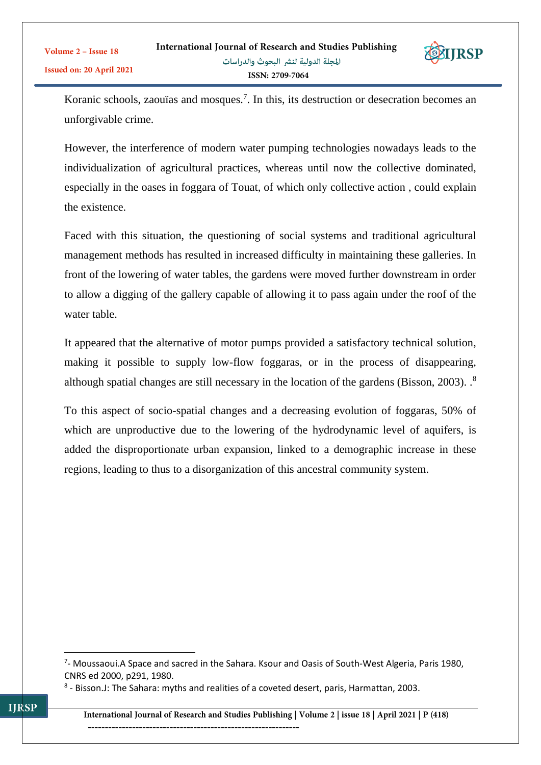Koranic schools, zaouïas and mosques.[7]. In this, its destruction or desecration becomes an unforgivable crime.

However, the interference of modern water pumping technologies nowadays leads to the individualization of agricultural practices, whereas until now the collective dominated, especially in the oases in foggara of Touat, of which only collective action , could explain the existence.

Faced with this situation, the questioning of social systems and traditional agricultural management methods has resulted in increased difficulty in maintaining these galleries. In front of the lowering of water tables, the gardens were moved further downstream in order to allow a digging of the gallery capable of allowing it to pass again under the roof of the water table.

It appeared that the alternative of motor pumps provided a satisfactory technical solution, making it possible to supply low-flow foggaras, or in the process of disappearing, although spatial changes are still necessary in the location of the gardens (Bisson, 2003). .[8]

To this aspect of socio-spatial changes and a decreasing evolution of foggaras, 50% of which are unproductive due to the lowering of the hydrodynamic level of aquifers, is added the disproportionate urban expansion, linked to a demographic increase in these regions, leading to thus to a disorganization of this ancestral community system.

---

[7]- Moussaoui.A Space and sacred in the Sahara. Ksour and Oasis of South-West Algeria, Paris 1980, CNRS ed 2000, p291, 1980.

[8] - Bisson.J: The Sahara: myths and realities of a coveted desert, paris, Harmattan, 2003.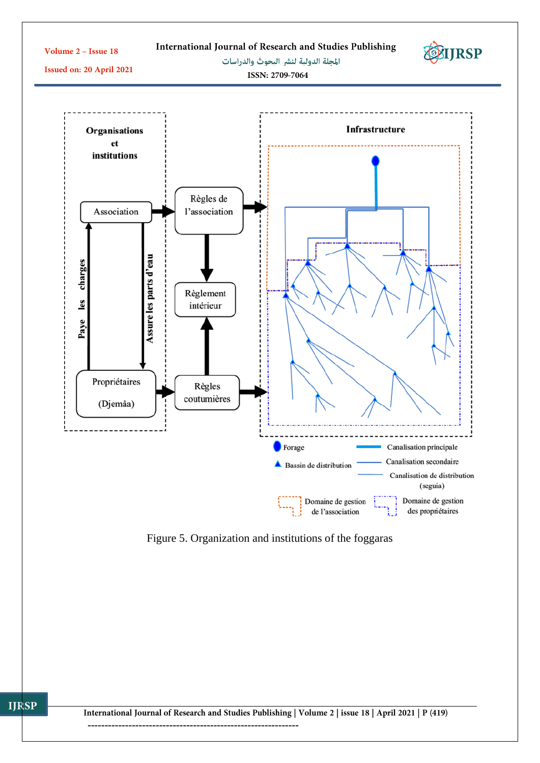Figure 5. Organization and institutions of the foggaras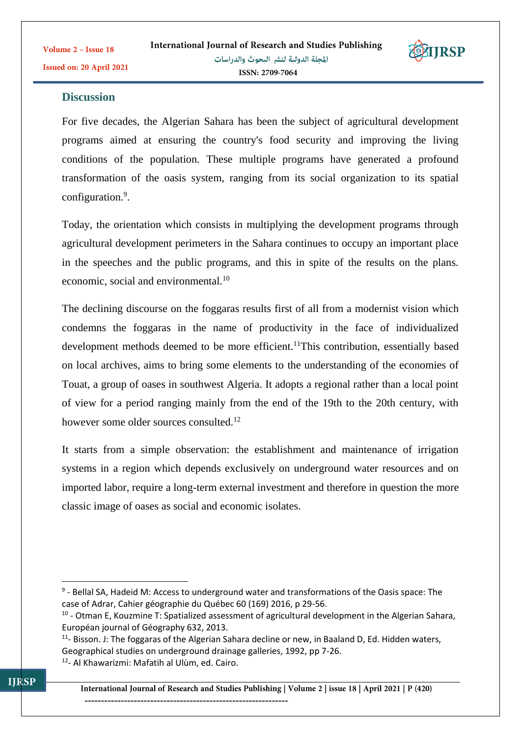## Discussion

For five decades, the Algerian Sahara has been the subject of agricultural development programs aimed at ensuring the country's food security and improving the living conditions of the population. These multiple programs have generated a profound transformation of the oasis system, ranging from its social organization to its spatial configuration.[9].

Today, the orientation which consists in multiplying the development programs through agricultural development perimeters in the Sahara continues to occupy an important place in the speeches and the public programs, and this in spite of the results on the plans. economic, social and environmental.[10]

The declining discourse on the foggaras results first of all from a modernist vision which condemns the foggaras in the name of productivity in the face of individualized development methods deemed to be more efficient.[11]This contribution, essentially based on local archives, aims to bring some elements to the understanding of the economies of Touat, a group of oases in southwest Algeria. It adopts a regional rather than a local point of view for a period ranging mainly from the end of the 19th to the 20th century, with however some older sources consulted.[12]

It starts from a simple observation: the establishment and maintenance of irrigation systems in a region which depends exclusively on underground water resources and on imported labor, require a long-term external investment and therefore in question the more classic image of oases as social and economic isolates.

---

[9] - Bellal SA, Hadeid M: Access to underground water and transformations of the Oasis space: The case of Adrar, Cahier géographie du Québec 60 (169) 2016, p 29-56.

[10] - Otman E, Kouzmine T: Spatialized assessment of agricultural development in the Algerian Sahara, Européan journal of Géography 632, 2013.

[11]- Bisson. J: The foggaras of the Algerian Sahara decline or new, in Baaland D, Ed. Hidden waters, Geographical studies on underground drainage galleries, 1992, pp 7-26.

[12]- Al Khawarizmi: Mafatih al Ulùm, ed. Cairo.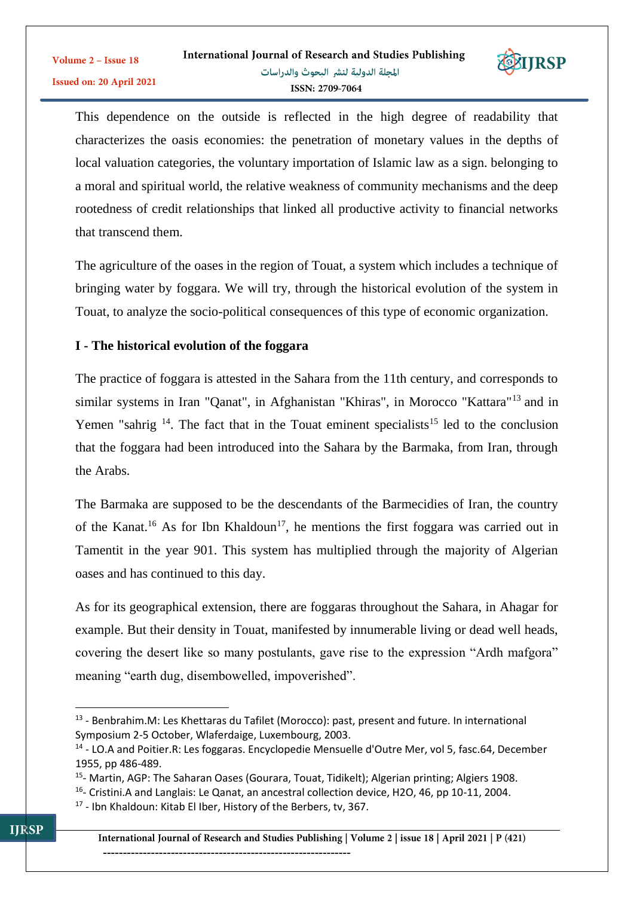This dependence on the outside is reflected in the high degree of readability that characterizes the oasis economies: the penetration of monetary values in the depths of local valuation categories, the voluntary importation of Islamic law as a sign. belonging to a moral and spiritual world, the relative weakness of community mechanisms and the deep rootedness of credit relationships that linked all productive activity to financial networks that transcend them.

The agriculture of the oases in the region of Touat, a system which includes a technique of bringing water by foggara. We will try, through the historical evolution of the system in Touat, to analyze the socio-political consequences of this type of economic organization.

## I - The historical evolution of the foggara

The practice of foggara is attested in the Sahara from the 11th century, and corresponds to similar systems in Iran "Qanat", in Afghanistan "Khiras", in Morocco "Kattara"[13] and in Yemen "sahrig [14]. The fact that in the Touat eminent specialists[15] led to the conclusion that the foggara had been introduced into the Sahara by the Barmaka, from Iran, through the Arabs.

The Barmaka are supposed to be the descendants of the Barmecidies of Iran, the country of the Kanat.[16] As for Ibn Khaldoun[17], he mentions the first foggara was carried out in Tamentit in the year 901. This system has multiplied through the majority of Algerian oases and has continued to this day.

As for its geographical extension, there are foggaras throughout the Sahara, in Ahagar for example. But their density in Touat, manifested by innumerable living or dead well heads, covering the desert like so many postulants, gave rise to the expression “Ardh mafgora” meaning “earth dug, disembowelled, impoverished”.

---

[13] - Benbrahim.M: Les Khettaras du Tafilet (Morocco): past, present and future. In international Symposium 2-5 October, Wlaferdaige, Luxembourg, 2003.

[14] - LO.A and Poitier.R: Les foggaras. Encyclopedie Mensuelle d'Outre Mer, vol 5, fasc.64, December 1955, pp 486-489.

[15] - Martin, AGP: The Saharan Oases (Gourara, Touat, Tidikelt); Algerian printing; Algiers 1908.

[16] - Cristini.A and Langlais: Le Qanat, an ancestral collection device, H2O, 46, pp 10-11, 2004.

[17] - Ibn Khaldoun: Kitab El Iber, History of the Berbers, tv, 367.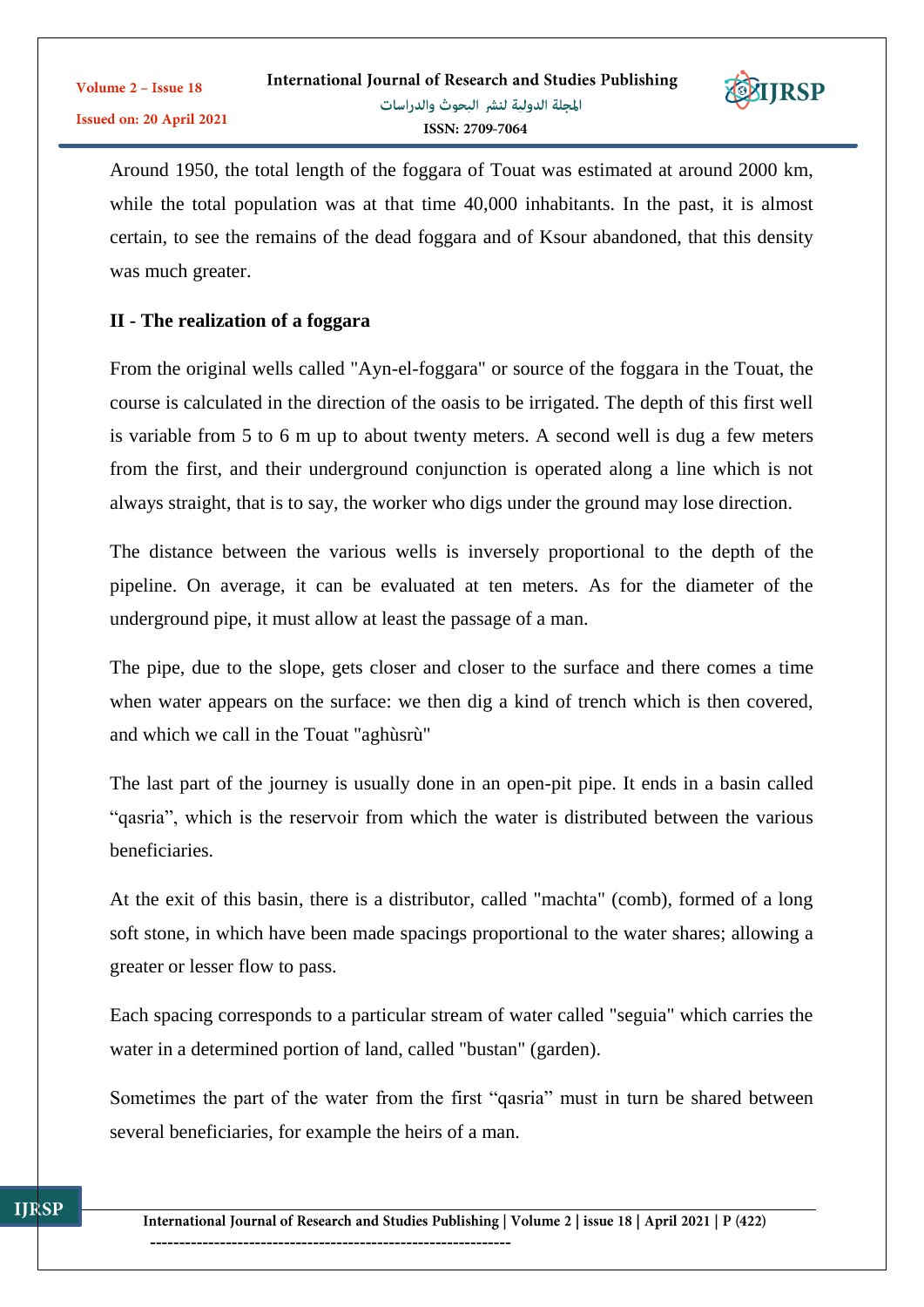Around 1950, the total length of the foggara of Touat was estimated at around 2000 km, while the total population was at that time 40,000 inhabitants. In the past, it is almost certain, to see the remains of the dead foggara and of Ksour abandoned, that this density was much greater.

## II - The realization of a foggara

From the original wells called "Ayn-el-foggara" or source of the foggara in the Touat, the course is calculated in the direction of the oasis to be irrigated. The depth of this first well is variable from 5 to 6 m up to about twenty meters. A second well is dug a few meters from the first, and their underground conjunction is operated along a line which is not always straight, that is to say, the worker who digs under the ground may lose direction.

The distance between the various wells is inversely proportional to the depth of the pipeline. On average, it can be evaluated at ten meters. As for the diameter of the underground pipe, it must allow at least the passage of a man.

The pipe, due to the slope, gets closer and closer to the surface and there comes a time when water appears on the surface: we then dig a kind of trench which is then covered, and which we call in the Touat "aghùsrù"

The last part of the journey is usually done in an open-pit pipe. It ends in a basin called “qasria”, which is the reservoir from which the water is distributed between the various beneficiaries.

At the exit of this basin, there is a distributor, called "machta" (comb), formed of a long soft stone, in which have been made spacings proportional to the water shares; allowing a greater or lesser flow to pass.

Each spacing corresponds to a particular stream of water called "seguia" which carries the water in a determined portion of land, called "bustan" (garden).

Sometimes the part of the water from the first “qasria” must in turn be shared between several beneficiaries, for example the heirs of a man.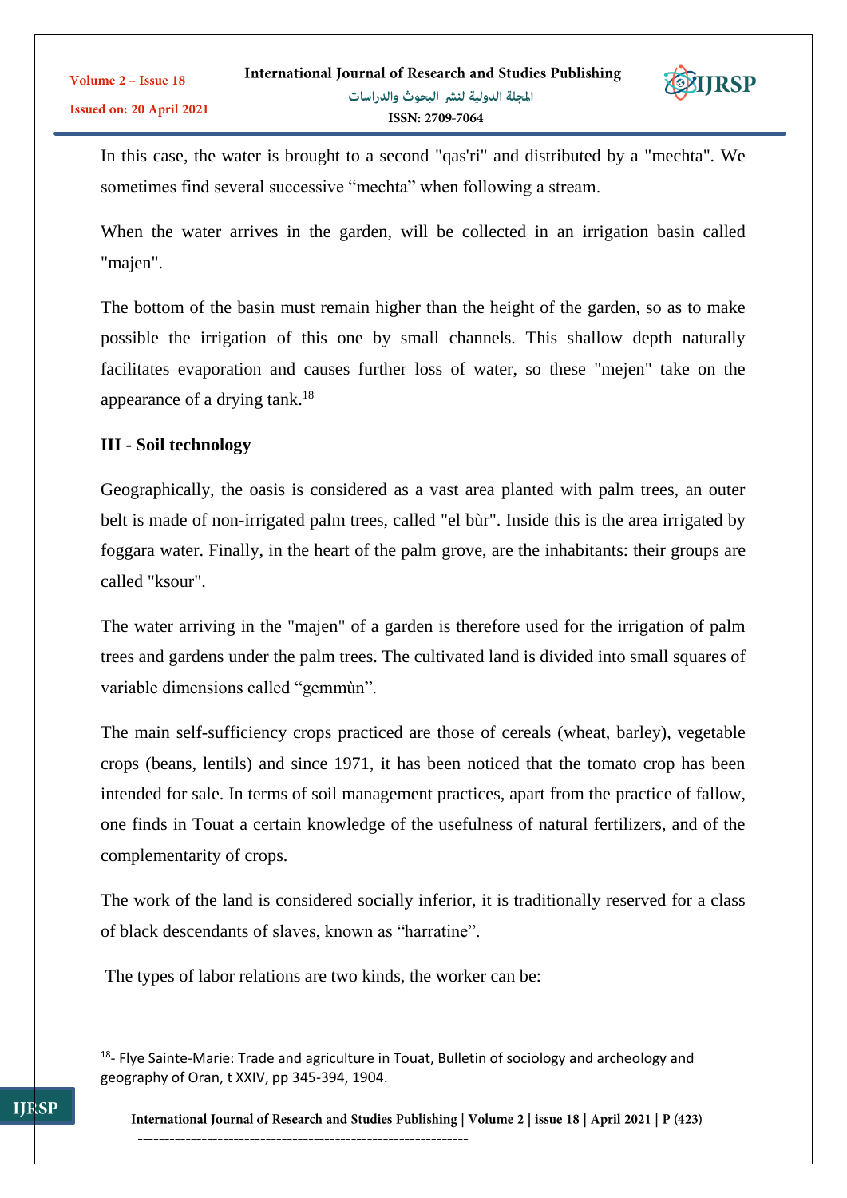In this case, the water is brought to a second "qas'ri" and distributed by a "mechta". We sometimes find several successive "mechta" when following a stream.

When the water arrives in the garden, will be collected in an irrigation basin called "majen".

The bottom of the basin must remain higher than the height of the garden, so as to make possible the irrigation of this one by small channels. This shallow depth naturally facilitates evaporation and causes further loss of water, so these "mejen" take on the appearance of a drying tank.[18]

### III - Soil technology

Geographically, the oasis is considered as a vast area planted with palm trees, an outer belt is made of non-irrigated palm trees, called "el bùr". Inside this is the area irrigated by foggara water. Finally, in the heart of the palm grove, are the inhabitants: their groups are called "ksour".

The water arriving in the "majen" of a garden is therefore used for the irrigation of palm trees and gardens under the palm trees. The cultivated land is divided into small squares of variable dimensions called "gemmùn".

The main self-sufficiency crops practiced are those of cereals (wheat, barley), vegetable crops (beans, lentils) and since 1971, it has been noticed that the tomato crop has been intended for sale. In terms of soil management practices, apart from the practice of fallow, one finds in Touat a certain knowledge of the usefulness of natural fertilizers, and of the complementarity of crops.

The work of the land is considered socially inferior, it is traditionally reserved for a class of black descendants of slaves, known as "harratine".

The types of labor relations are two kinds, the worker can be:

---

[18]- Flye Sainte-Marie: Trade and agriculture in Touat, Bulletin of sociology and archeology and geography of Oran, t XXIV, pp 345-394, 1904.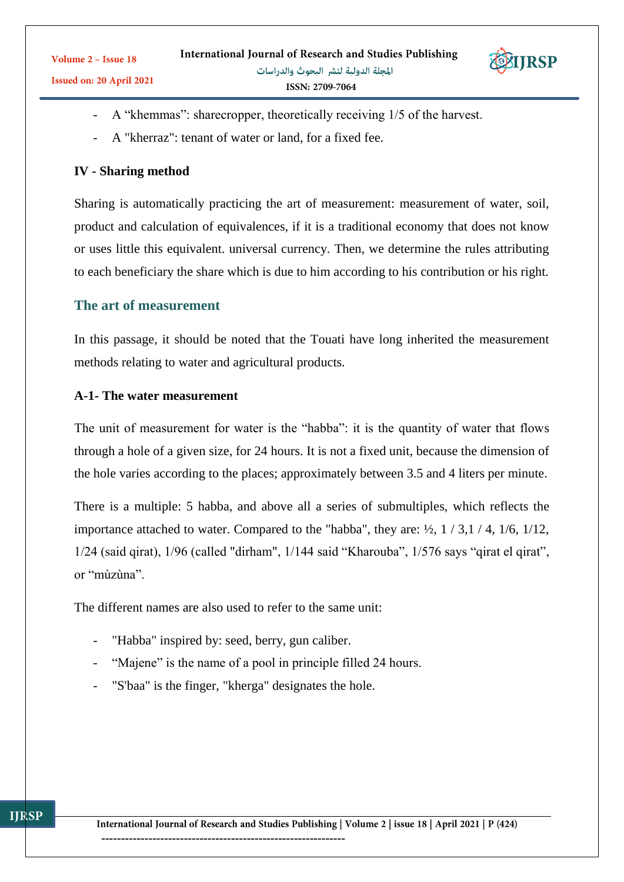- A “khemmas”: sharecropper, theoretically receiving 1/5 of the harvest.
- A "kherraz": tenant of water or land, for a fixed fee.

### IV - Sharing method

Sharing is automatically practicing the art of measurement: measurement of water, soil, product and calculation of equivalences, if it is a traditional economy that does not know or uses little this equivalent. universal currency. Then, we determine the rules attributing to each beneficiary the share which is due to him according to his contribution or his right.

## The art of measurement

In this passage, it should be noted that the Touati have long inherited the measurement methods relating to water and agricultural products.

### A-1- The water measurement

The unit of measurement for water is the “habba”: it is the quantity of water that flows through a hole of a given size, for 24 hours. It is not a fixed unit, because the dimension of the hole varies according to the places; approximately between 3.5 and 4 liters per minute.

There is a multiple: 5 habba, and above all a series of submultiples, which reflects the importance attached to water. Compared to the "habba", they are: ½, 1 / 3,1 / 4, 1/6, 1/12, 1/24 (said qirat), 1/96 (called "dirham", 1/144 said “Kharouba”, 1/576 says “qirat el qirat”, or “mùzùna”.

The different names are also used to refer to the same unit:

- "Habba" inspired by: seed, berry, gun caliber.
- “Majene” is the name of a pool in principle filled 24 hours.
- "S'baa" is the finger, "kherga" designates the hole.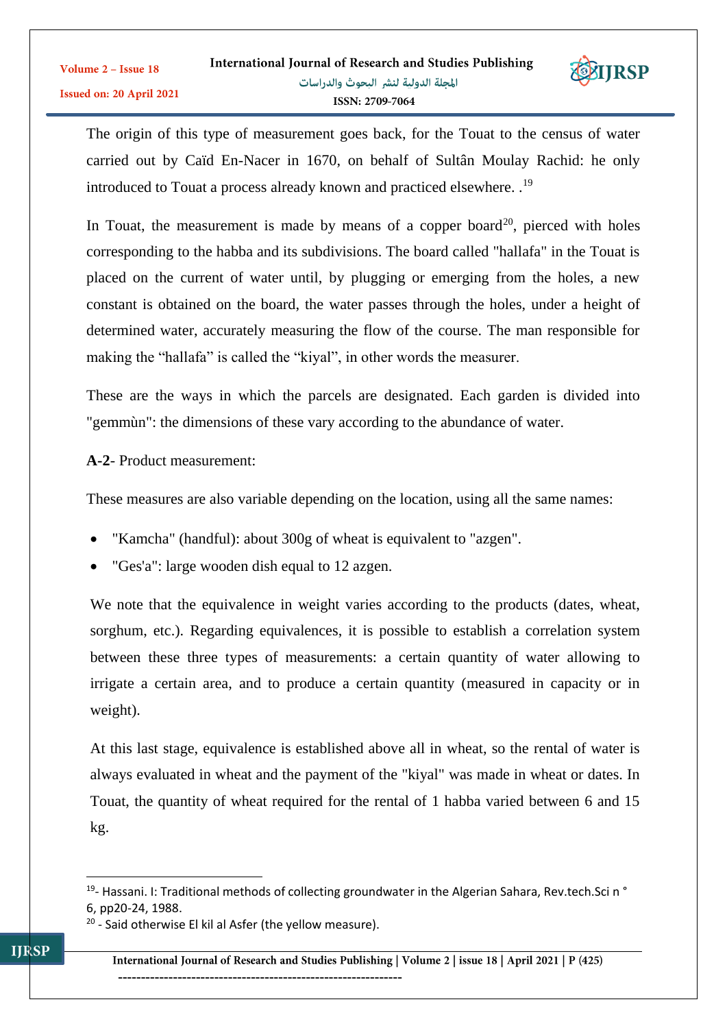The origin of this type of measurement goes back, for the Touat to the census of water carried out by Caïd En-Nacer in 1670, on behalf of Sultân Moulay Rachid: he only introduced to Touat a process already known and practiced elsewhere. .[19]

In Touat, the measurement is made by means of a copper board[20], pierced with holes corresponding to the habba and its subdivisions. The board called "hallafa" in the Touat is placed on the current of water until, by plugging or emerging from the holes, a new constant is obtained on the board, the water passes through the holes, under a height of determined water, accurately measuring the flow of the course. The man responsible for making the “hallafa” is called the “kiyal”, in other words the measurer.

These are the ways in which the parcels are designated. Each garden is divided into "gemmùn": the dimensions of these vary according to the abundance of water.

**A-2**- Product measurement:

These measures are also variable depending on the location, using all the same names:

- "Kamcha" (handful): about 300g of wheat is equivalent to "azgen".
- "Ges'a": large wooden dish equal to 12 azgen.

We note that the equivalence in weight varies according to the products (dates, wheat, sorghum, etc.). Regarding equivalences, it is possible to establish a correlation system between these three types of measurements: a certain quantity of water allowing to irrigate a certain area, and to produce a certain quantity (measured in capacity or in weight).

At this last stage, equivalence is established above all in wheat, so the rental of water is always evaluated in wheat and the payment of the "kiyal" was made in wheat or dates. In Touat, the quantity of wheat required for the rental of 1 habba varied between 6 and 15 kg.

---

[19]- Hassani. I: Traditional methods of collecting groundwater in the Algerian Sahara, Rev.tech.Sci n ° 6, pp20-24, 1988.

[20] - Said otherwise El kil al Asfer (the yellow measure).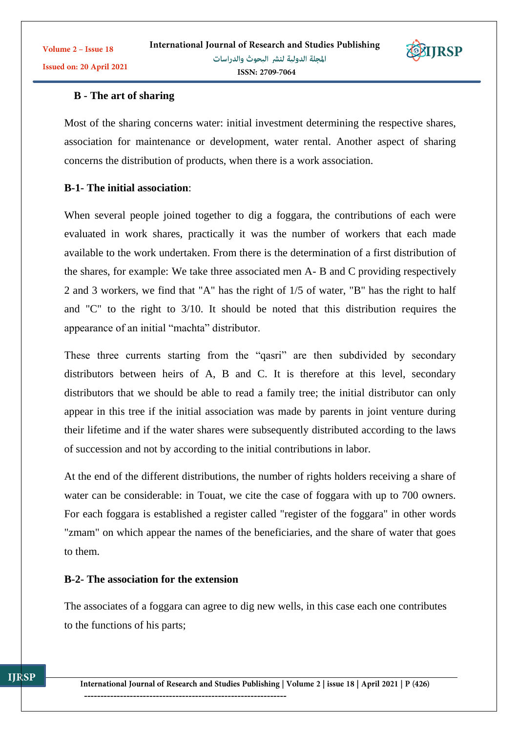### B - The art of sharing

Most of the sharing concerns water: initial investment determining the respective shares, association for maintenance or development, water rental. Another aspect of sharing concerns the distribution of products, when there is a work association.

#### B-1- The initial association:

When several people joined together to dig a foggara, the contributions of each were evaluated in work shares, practically it was the number of workers that each made available to the work undertaken. From there is the determination of a first distribution of the shares, for example: We take three associated men A- B and C providing respectively 2 and 3 workers, we find that "A" has the right of 1/5 of water, "B" has the right to half and "C" to the right to 3/10. It should be noted that this distribution requires the appearance of an initial "machta" distributor.

These three currents starting from the "qasri" are then subdivided by secondary distributors between heirs of A, B and C. It is therefore at this level, secondary distributors that we should be able to read a family tree; the initial distributor can only appear in this tree if the initial association was made by parents in joint venture during their lifetime and if the water shares were subsequently distributed according to the laws of succession and not by according to the initial contributions in labor.

At the end of the different distributions, the number of rights holders receiving a share of water can be considerable: in Touat, we cite the case of foggara with up to 700 owners. For each foggara is established a register called "register of the foggara" in other words "zmam" on which appear the names of the beneficiaries, and the share of water that goes to them.

#### B-2- The association for the extension

The associates of a foggara can agree to dig new wells, in this case each one contributes to the functions of his parts;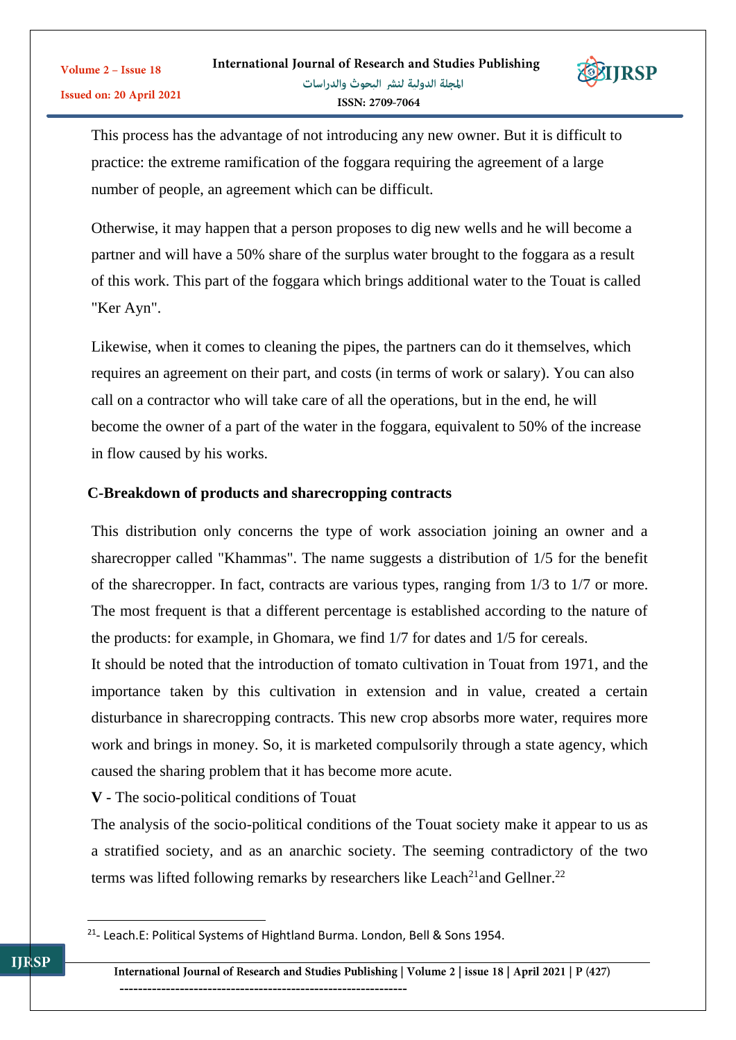This process has the advantage of not introducing any new owner. But it is difficult to practice: the extreme ramification of the foggara requiring the agreement of a large number of people, an agreement which can be difficult.

Otherwise, it may happen that a person proposes to dig new wells and he will become a partner and will have a 50% share of the surplus water brought to the foggara as a result of this work. This part of the foggara which brings additional water to the Touat is called "Ker Ayn".

Likewise, when it comes to cleaning the pipes, the partners can do it themselves, which requires an agreement on their part, and costs (in terms of work or salary). You can also call on a contractor who will take care of all the operations, but in the end, he will become the owner of a part of the water in the foggara, equivalent to 50% of the increase in flow caused by his works.

### C-Breakdown of products and sharecropping contracts

This distribution only concerns the type of work association joining an owner and a sharecropper called "Khammas". The name suggests a distribution of 1/5 for the benefit of the sharecropper. In fact, contracts are various types, ranging from 1/3 to 1/7 or more. The most frequent is that a different percentage is established according to the nature of the products: for example, in Ghomara, we find 1/7 for dates and 1/5 for cereals.

It should be noted that the introduction of tomato cultivation in Touat from 1971, and the importance taken by this cultivation in extension and in value, created a certain disturbance in sharecropping contracts. This new crop absorbs more water, requires more work and brings in money. So, it is marketed compulsorily through a state agency, which caused the sharing problem that it has become more acute.

**V** - The socio-political conditions of Touat

The analysis of the socio-political conditions of the Touat society make it appear to us as a stratified society, and as an anarchic society. The seeming contradictory of the two terms was lifted following remarks by researchers like Leach[21]and Gellner.[22]

---

[21]- Leach.E: Political Systems of Hightland Burma. London, Bell & Sons 1954.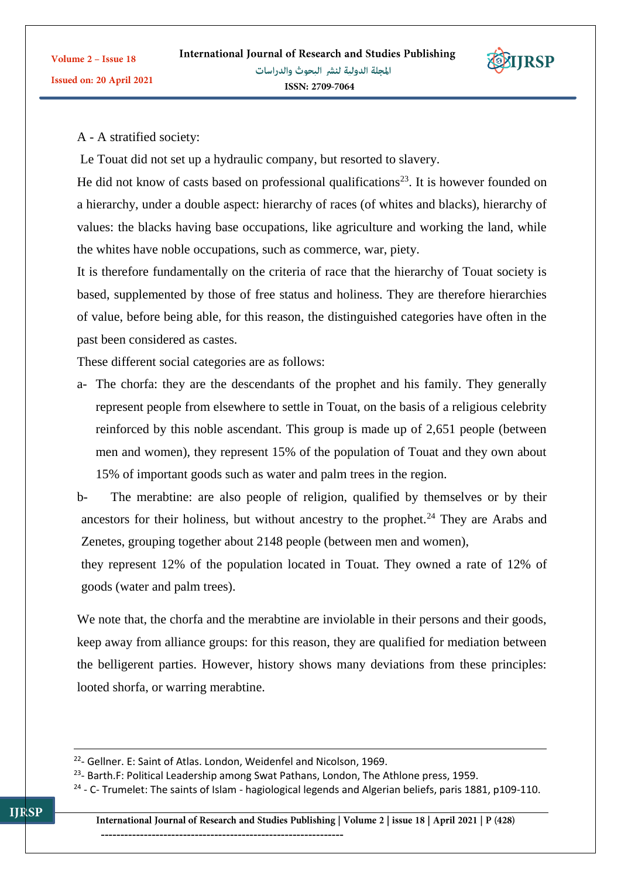A - A stratified society:

Le Touat did not set up a hydraulic company, but resorted to slavery.

He did not know of casts based on professional qualifications[23]. It is however founded on a hierarchy, under a double aspect: hierarchy of races (of whites and blacks), hierarchy of values: the blacks having base occupations, like agriculture and working the land, while the whites have noble occupations, such as commerce, war, piety.

It is therefore fundamentally on the criteria of race that the hierarchy of Touat society is based, supplemented by those of free status and holiness. They are therefore hierarchies of value, before being able, for this reason, the distinguished categories have often in the past been considered as castes.

These different social categories are as follows:

a- The chorfa: they are the descendants of the prophet and his family. They generally represent people from elsewhere to settle in Touat, on the basis of a religious celebrity reinforced by this noble ascendant. This group is made up of 2,651 people (between men and women), they represent 15% of the population of Touat and they own about 15% of important goods such as water and palm trees in the region.

b- The merabtine: are also people of religion, qualified by themselves or by their ancestors for their holiness, but without ancestry to the prophet.[24] They are Arabs and Zenetes, grouping together about 2148 people (between men and women), they represent 12% of the population located in Touat. They owned a rate of 12% of goods (water and palm trees).

We note that, the chorfa and the merabtine are inviolable in their persons and their goods, keep away from alliance groups: for this reason, they are qualified for mediation between the belligerent parties. However, history shows many deviations from these principles: looted shorfa, or warring merabtine.

---

[22]- Gellner. E: Saint of Atlas. London, Weidenfel and Nicolson, 1969.

[23]- Barth.F: Political Leadership among Swat Pathans, London, The Athlone press, 1959.

[24] - C- Trumelet: The saints of Islam - hagiological legends and Algerian beliefs, paris 1881, p109-110.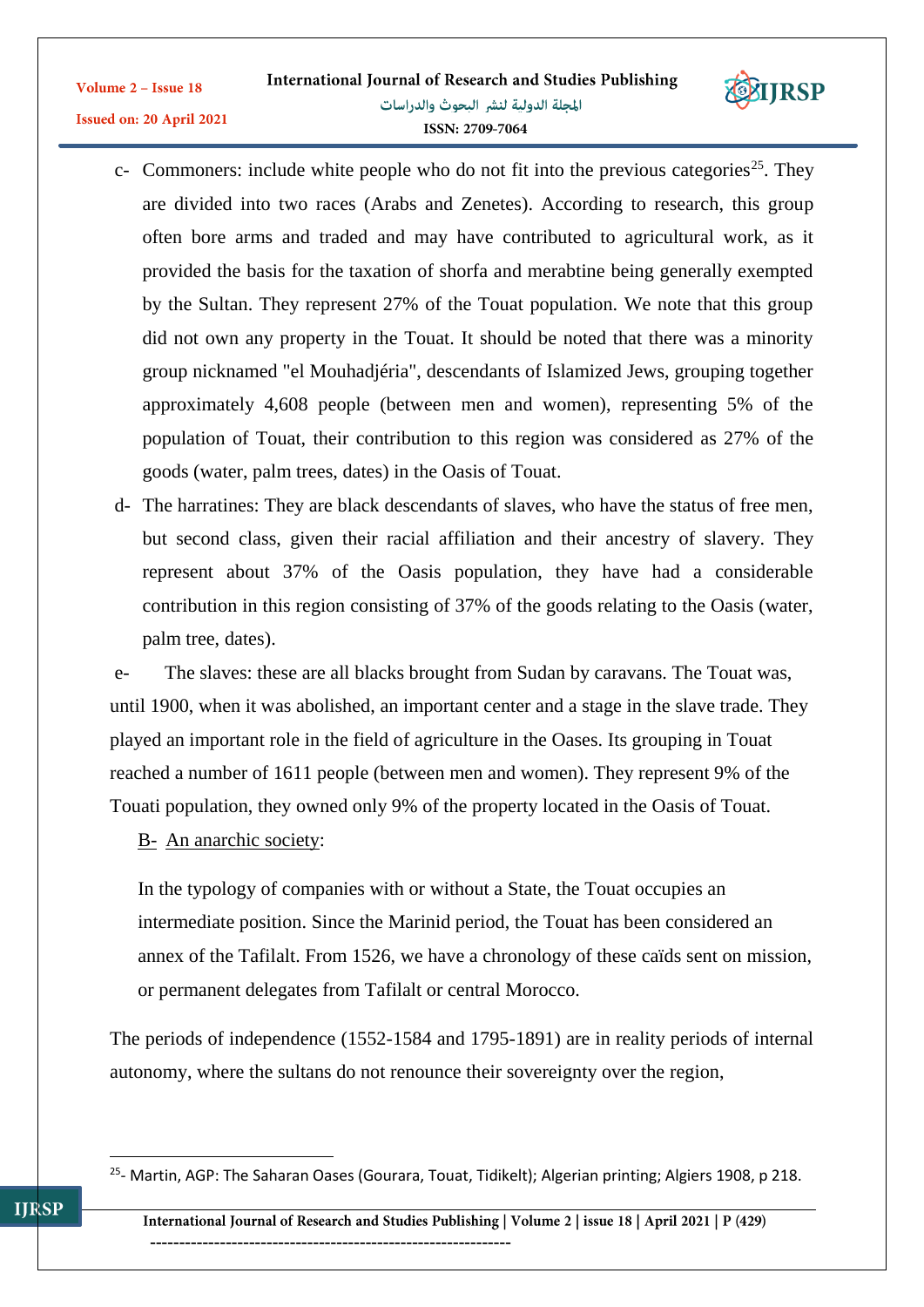c- Commoners: include white people who do not fit into the previous categories[25]. They are divided into two races (Arabs and Zenetes). According to research, this group often bore arms and traded and may have contributed to agricultural work, as it provided the basis for the taxation of shorfa and merabtine being generally exempted by the Sultan. They represent 27% of the Touat population. We note that this group did not own any property in the Touat. It should be noted that there was a minority group nicknamed "el Mouhadjéria", descendants of Islamized Jews, grouping together approximately 4,608 people (between men and women), representing 5% of the population of Touat, their contribution to this region was considered as 27% of the goods (water, palm trees, dates) in the Oasis of Touat.

d- The harratines: They are black descendants of slaves, who have the status of free men, but second class, given their racial affiliation and their ancestry of slavery. They represent about 37% of the Oasis population, they have had a considerable contribution in this region consisting of 37% of the goods relating to the Oasis (water, palm tree, dates).

e- The slaves: these are all blacks brought from Sudan by caravans. The Touat was, until 1900, when it was abolished, an important center and a stage in the slave trade. They played an important role in the field of agriculture in the Oases. Its grouping in Touat reached a number of 1611 people (between men and women). They represent 9% of the Touati population, they owned only 9% of the property located in the Oasis of Touat.

B- An anarchic society:

In the typology of companies with or without a State, the Touat occupies an intermediate position. Since the Marinid period, the Touat has been considered an annex of the Tafilalt. From 1526, we have a chronology of these caïds sent on mission, or permanent delegates from Tafilalt or central Morocco.

The periods of independence (1552-1584 and 1795-1891) are in reality periods of internal autonomy, where the sultans do not renounce their sovereignty over the region,

---

[25]- Martin, AGP: The Saharan Oases (Gourara, Touat, Tidikelt); Algerian printing; Algiers 1908, p 218.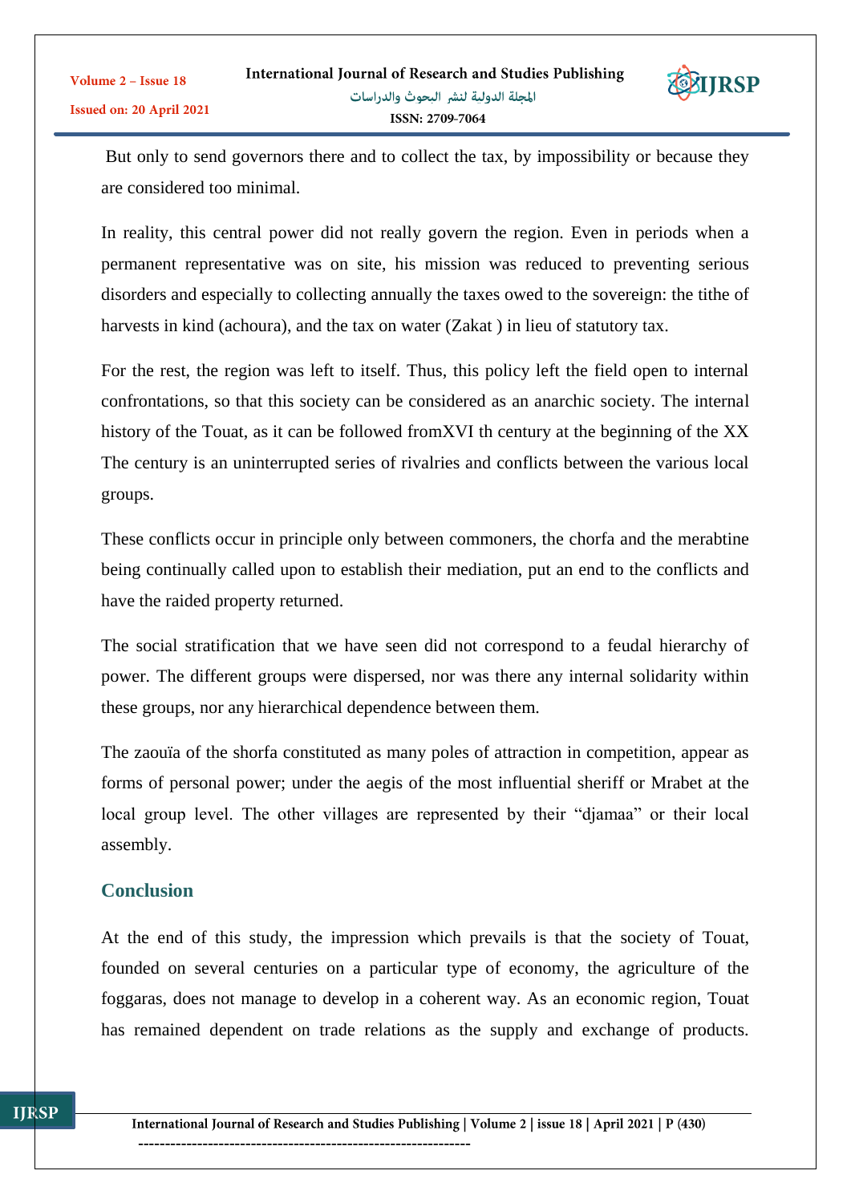But only to send governors there and to collect the tax, by impossibility or because they are considered too minimal.

In reality, this central power did not really govern the region. Even in periods when a permanent representative was on site, his mission was reduced to preventing serious disorders and especially to collecting annually the taxes owed to the sovereign: the tithe of harvests in kind (achoura), and the tax on water (Zakat ) in lieu of statutory tax.

For the rest, the region was left to itself. Thus, this policy left the field open to internal confrontations, so that this society can be considered as an anarchic society. The internal history of the Touat, as it can be followed fromXVI th century at the beginning of the XX The century is an uninterrupted series of rivalries and conflicts between the various local groups.

These conflicts occur in principle only between commoners, the chorfa and the merabtine being continually called upon to establish their mediation, put an end to the conflicts and have the raided property returned.

The social stratification that we have seen did not correspond to a feudal hierarchy of power. The different groups were dispersed, nor was there any internal solidarity within these groups, nor any hierarchical dependence between them.

The zaouïa of the shorfa constituted as many poles of attraction in competition, appear as forms of personal power; under the aegis of the most influential sheriff or Mrabet at the local group level. The other villages are represented by their "djamaa" or their local assembly.

## Conclusion

At the end of this study, the impression which prevails is that the society of Touat, founded on several centuries on a particular type of economy, the agriculture of the foggaras, does not manage to develop in a coherent way. As an economic region, Touat has remained dependent on trade relations as the supply and exchange of products.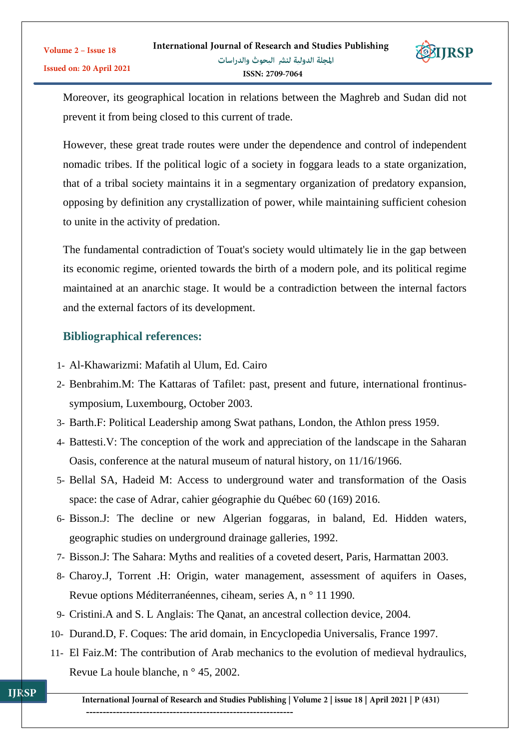Moreover, its geographical location in relations between the Maghreb and Sudan did not prevent it from being closed to this current of trade.

However, these great trade routes were under the dependence and control of independent nomadic tribes. If the political logic of a society in foggara leads to a state organization, that of a tribal society maintains it in a segmentary organization of predatory expansion, opposing by definition any crystallization of power, while maintaining sufficient cohesion to unite in the activity of predation.

The fundamental contradiction of Touat's society would ultimately lie in the gap between its economic regime, oriented towards the birth of a modern pole, and its political regime maintained at an anarchic stage. It would be a contradiction between the internal factors and the external factors of its development.

## Bibliographical references:

1- Al-Khawarizmi: Mafatih al Ulum, Ed. Cairo
2- Benbrahim.M: The Kattaras of Tafilet: past, present and future, international frontinus-symposium, Luxembourg, October 2003.
3- Barth.F: Political Leadership among Swat pathans, London, the Athlon press 1959.
4- Battesti.V: The conception of the work and appreciation of the landscape in the Saharan Oasis, conference at the natural museum of natural history, on 11/16/1966.
5- Bellal SA, Hadeid M: Access to underground water and transformation of the Oasis space: the case of Adrar, cahier géographie du Québec 60 (169) 2016.
6- Bisson.J: The decline or new Algerian foggaras, in baland, Ed. Hidden waters, geographic studies on underground drainage galleries, 1992.
7- Bisson.J: The Sahara: Myths and realities of a coveted desert, Paris, Harmattan 2003.
8- Charoy.J, Torrent .H: Origin, water management, assessment of aquifers in Oases, Revue options Méditerranéennes, ciheam, series A, n ° 11 1990.
9- Cristini.A and S. L Anglais: The Qanat, an ancestral collection device, 2004.
10- Durand.D, F. Coques: The arid domain, in Encyclopedia Universalis, France 1997.
11- El Faiz.M: The contribution of Arab mechanics to the evolution of medieval hydraulics, Revue La houle blanche, n ° 45, 2002.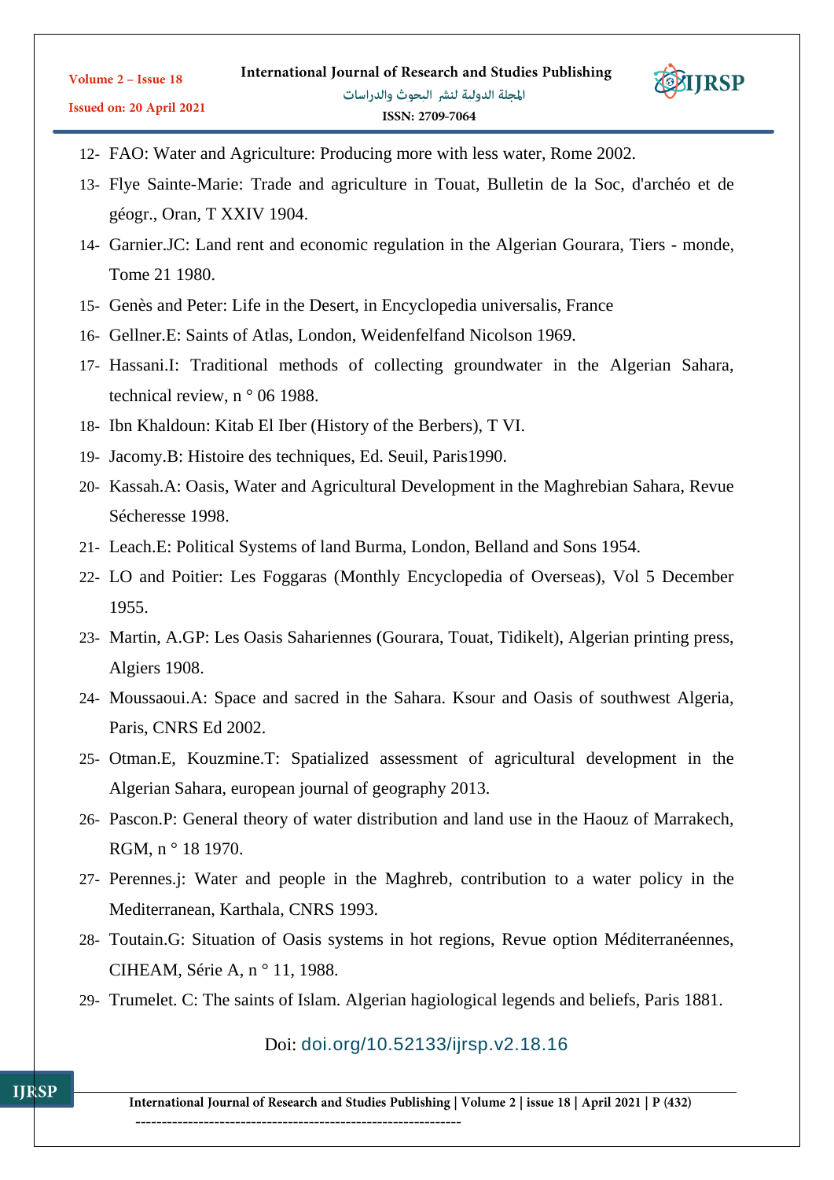12- FAO: Water and Agriculture: Producing more with less water, Rome 2002.

13- Flye Sainte-Marie: Trade and agriculture in Touat, Bulletin de la Soc, d'archéo et de géogr., Oran, T XXIV 1904.

14- Garnier.JC: Land rent and economic regulation in the Algerian Gourara, Tiers - monde, Tome 21 1980.

15- Genès and Peter: Life in the Desert, in Encyclopedia universalis, France

16- Gellner.E: Saints of Atlas, London, Weidenfelfand Nicolson 1969.

17- Hassani.I: Traditional methods of collecting groundwater in the Algerian Sahara, technical review, n ° 06 1988.

18- Ibn Khaldoun: Kitab El Iber (History of the Berbers), T VI.

19- Jacomy.B: Histoire des techniques, Ed. Seuil, Paris1990.

20- Kassah.A: Oasis, Water and Agricultural Development in the Maghrebian Sahara, Revue Sécheresse 1998.

21- Leach.E: Political Systems of land Burma, London, Belland and Sons 1954.

22- LO and Poitier: Les Foggaras (Monthly Encyclopedia of Overseas), Vol 5 December 1955.

23- Martin, A.GP: Les Oasis Sahariennes (Gourara, Touat, Tidikelt), Algerian printing press, Algiers 1908.

24- Moussaoui.A: Space and sacred in the Sahara. Ksour and Oasis of southwest Algeria, Paris, CNRS Ed 2002.

25- Otman.E, Kouzmine.T: Spatialized assessment of agricultural development in the Algerian Sahara, european journal of geography 2013.

26- Pascon.P: General theory of water distribution and land use in the Haouz of Marrakech, RGM, n ° 18 1970.

27- Perennes.j: Water and people in the Maghreb, contribution to a water policy in the Mediterranean, Karthala, CNRS 1993.

28- Toutain.G: Situation of Oasis systems in hot regions, Revue option Méditerranéennes, CIHEAM, Série A, n ° 11, 1988.

29- Trumelet. C: The saints of Islam. Algerian hagiological legends and beliefs, Paris 1881.

Doi: doi.org/10.52133/ijrsp.v2.18.16